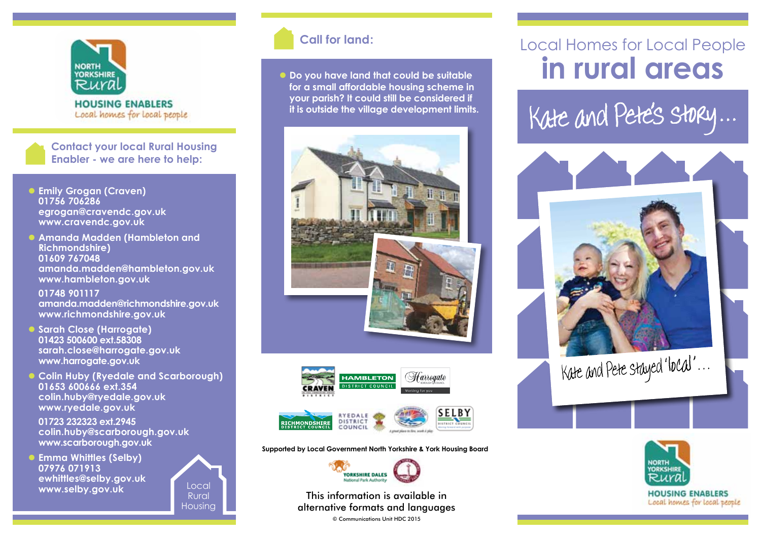NORTH YORKSHIRE Rural

HOUSING ENABLERS

Local homes for local people

## Contact your local Rural Housing Enabler - we are here to help:

- **Emily Grogan (Craven)**
  **01756 706286**
  **egrogan@cravendc.gov.uk**
  **www.cravendc.gov.uk**
- **Amanda Madden (Hambleton and Richmondshire)**
  **01609 767048**
  **amanda.madden@hambleton.gov.uk**
  **www.hambleton.gov.uk**

  **01748 901117**
  **amanda.madden@richmondshire.gov.uk**
  **www.richmondshire.gov.uk**
- **Sarah Close (Harrogate)**
  **01423 500600 ext.58308**
  **sarah.close@harrogate.gov.uk**
  **www.harrogate.gov.uk**
- **Colin Huby (Ryedale and Scarborough)**
  **01653 600666 ext.354**
  **colin.huby@ryedale.gov.uk**
  **www.ryedale.gov.uk**

  **01723 232323 ext.2945**
  **colin.huby@scarborough.gov.uk**
  **www.scarborough.gov.uk**
- **Emma Whittles (Selby)**
  **07976 071913**
  **ewhittles@selby.gov.uk**
  **www.selby.gov.uk**

Local Rural Housing

## Call for land:

- **Do you have land that could be suitable for a small affordable housing scheme in your parish? It could still be considered if it is outside the village development limits.**

CRAVEN · HAMBLETON DISTRICT COUNCIL · Harrogate Borough Council – Working for you · RICHMONDSHIRE DISTRICT COUNCIL · RYEDALE DISTRICT COUNCIL · A great place to live, work & play · SELBY DISTRICT COUNCIL

**Supported by Local Government North Yorkshire & York Housing Board**

YORKSHIRE DALES National Park Authority

This information is available in alternative formats and languages

© Communications Unit HDC 2015

# Local Homes for Local People in rural areas

## Kate and Pete's story...

Kate and Pete stayed 'local'...

NORTH YORKSHIRE Rural

HOUSING ENABLERS

Local homes for local people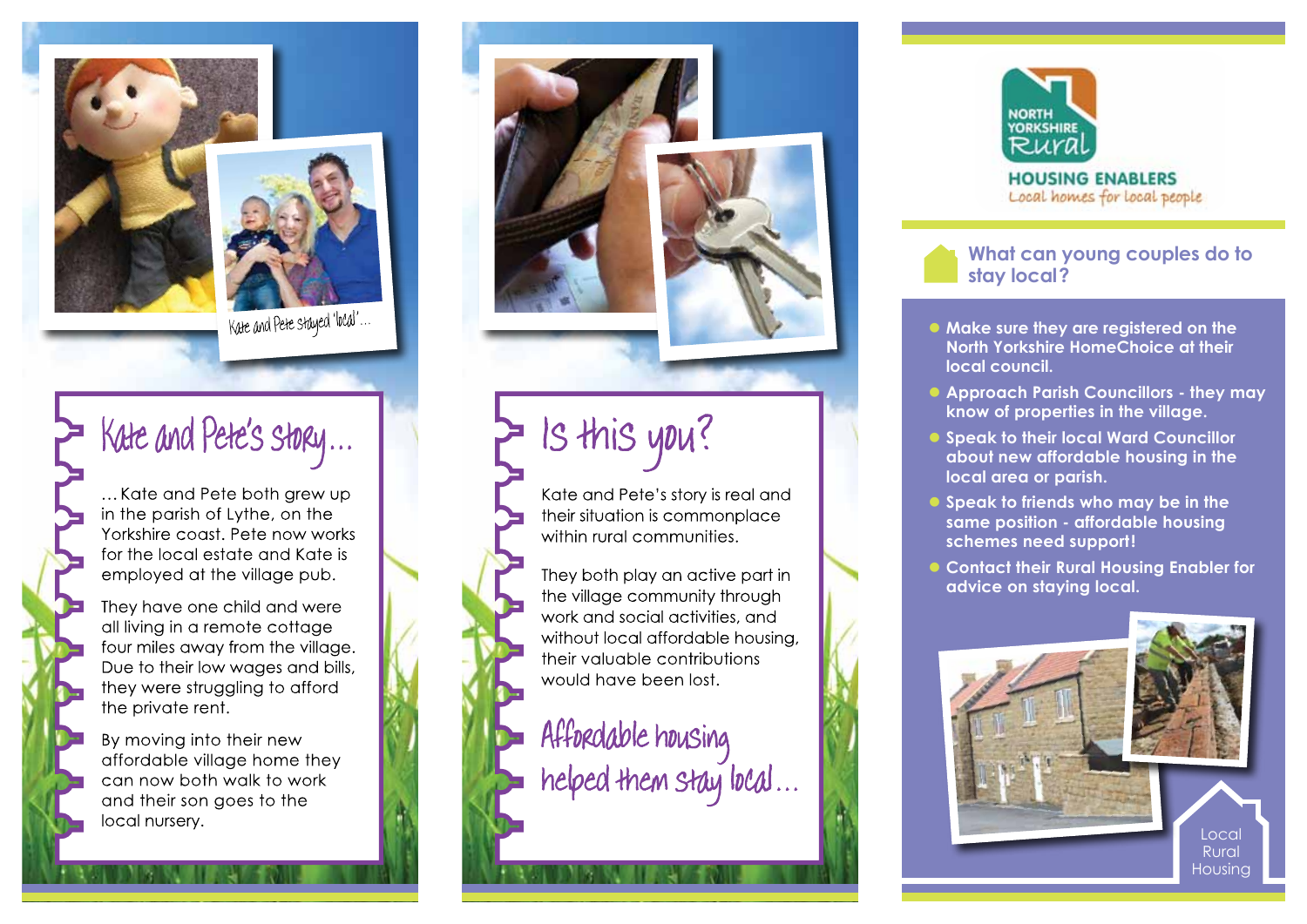Kate and Pete stayed 'local'...

# Kate and Pete's story...

...Kate and Pete both grew up in the parish of Lythe, on the Yorkshire coast. Pete now works for the local estate and Kate is employed at the village pub.

They have one child and were all living in a remote cottage four miles away from the village. Due to their low wages and bills, they were struggling to afford the private rent.

By moving into their new affordable village home they can now both walk to work and their son goes to the local nursery.

# Is this you?

Kate and Pete's story is real and their situation is commonplace within rural communities.

They both play an active part in the village community through work and social activities, and without local affordable housing, their valuable contributions would have been lost.

## Affordable housing helped them stay local...

NORTH YORKSHIRE Rural HOUSING ENABLERS

Local homes for local people

## What can young couples do to stay local?

- **Make sure they are registered on the North Yorkshire HomeChoice at their local council.**
- **Approach Parish Councillors - they may know of properties in the village.**
- **Speak to their local Ward Councillor about new affordable housing in the local area or parish.**
- **Speak to friends who may be in the same position - affordable housing schemes need support!**
- **Contact their Rural Housing Enabler for advice on staying local.**

Local Rural Housing